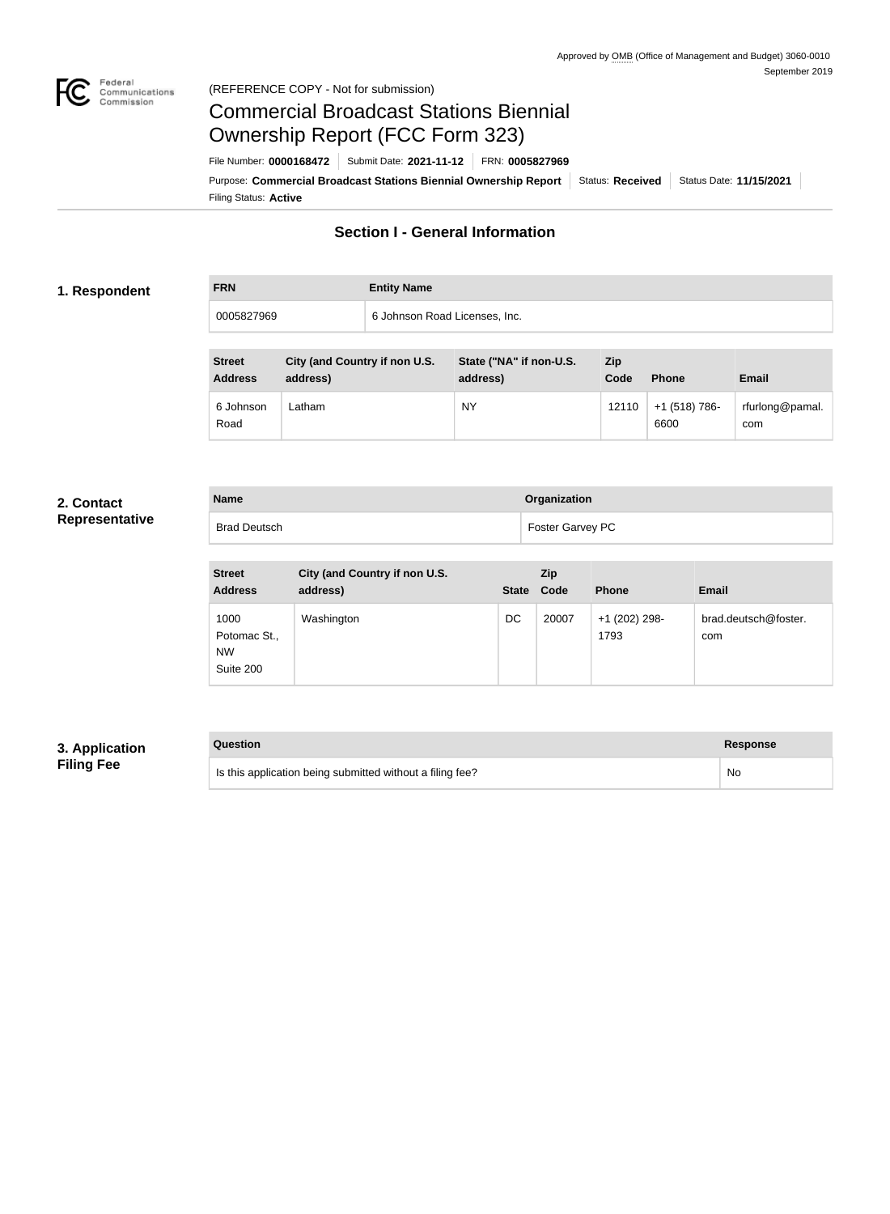Approved by OMB (Office of Management and Budget) 3060-0010
September 2019

(REFERENCE COPY - Not for submission)

# Commercial Broadcast Stations Biennial Ownership Report (FCC Form 323)

File Number: **0000168472** | Submit Date: **2021-11-12** | FRN: **0005827969**

Purpose: **Commercial Broadcast Stations Biennial Ownership Report** | Status: **Received** | Status Date: **11/15/2021**

Filing Status: **Active**

## Section I - General Information

### 1. Respondent

| FRN | Entity Name |
|---|---|
| 0005827969 | 6 Johnson Road Licenses, Inc. |

| Street Address | City (and Country if non U.S. address) | State ("NA" if non-U.S. address) | Zip Code | Phone | Email |
|---|---|---|---|---|---|
| 6 Johnson Road | Latham | NY | 12110 | +1 (518) 786-6600 | rfurlong@pamal.com |

### 2. Contact Representative

| Name | Organization |
|---|---|
| Brad Deutsch | Foster Garvey PC |

| Street Address | City (and Country if non U.S. address) | State | Zip Code | Phone | Email |
|---|---|---|---|---|---|
| 1000 Potomac St., NW Suite 200 | Washington | DC | 20007 | +1 (202) 298-1793 | brad.deutsch@foster.com |

### 3. Application Filing Fee

| Question | Response |
|---|---|
| Is this application being submitted without a filing fee? | No |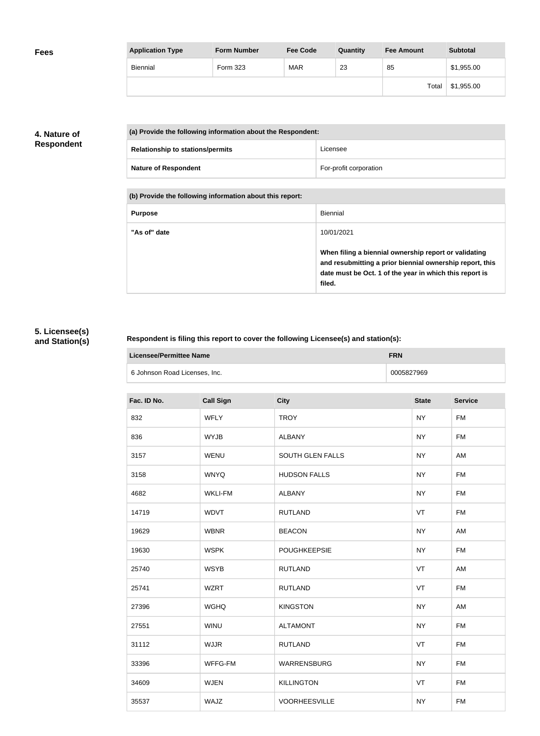## Fees

| Application Type | Form Number | Fee Code | Quantity | Fee Amount | Subtotal |
|---|---|---|---|---|---|
| Biennial | Form 323 | MAR | 23 | 85 | $1,955.00 |
| | | | | Total | $1,955.00 |

## 4. Nature of Respondent

| (a) Provide the following information about the Respondent: | |
|---|---|
| **Relationship to stations/permits** | Licensee |
| **Nature of Respondent** | For-profit corporation |

| (b) Provide the following information about this report: | |
|---|---|
| **Purpose** | Biennial |
| **"As of" date** | 10/01/2021<br><br>**When filing a biennial ownership report or validating and resubmitting a prior biennial ownership report, this date must be Oct. 1 of the year in which this report is filed.** |

## 5. Licensee(s) and Station(s)

**Respondent is filing this report to cover the following Licensee(s) and station(s):**

| Licensee/Permittee Name | FRN |
|---|---|
| 6 Johnson Road Licenses, Inc. | 0005827969 |

| Fac. ID No. | Call Sign | City | State | Service |
|---|---|---|---|---|
| 832 | WFLY | TROY | NY | FM |
| 836 | WYJB | ALBANY | NY | FM |
| 3157 | WENU | SOUTH GLEN FALLS | NY | AM |
| 3158 | WNYQ | HUDSON FALLS | NY | FM |
| 4682 | WKLI-FM | ALBANY | NY | FM |
| 14719 | WDVT | RUTLAND | VT | FM |
| 19629 | WBNR | BEACON | NY | AM |
| 19630 | WSPK | POUGHKEEPSIE | NY | FM |
| 25740 | WSYB | RUTLAND | VT | AM |
| 25741 | WZRT | RUTLAND | VT | FM |
| 27396 | WGHQ | KINGSTON | NY | AM |
| 27551 | WINU | ALTAMONT | NY | FM |
| 31112 | WJJR | RUTLAND | VT | FM |
| 33396 | WFFG-FM | WARRENSBURG | NY | FM |
| 34609 | WJEN | KILLINGTON | VT | FM |
| 35537 | WAJZ | VOORHEESVILLE | NY | FM |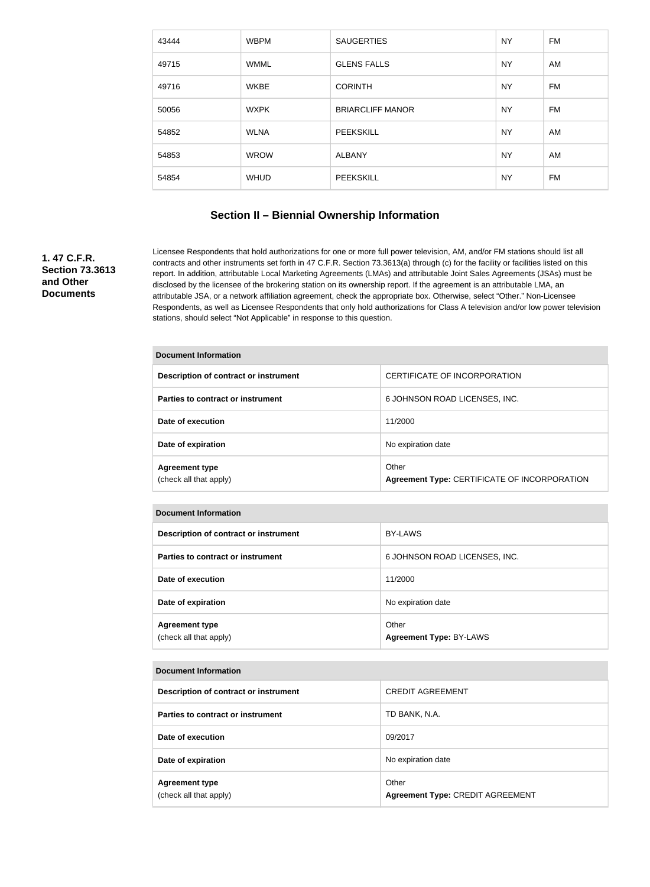| 43444 | WBPM | SAUGERTIES | NY | FM |
|---|---|---|---|---|
| 49715 | WMML | GLENS FALLS | NY | AM |
| 49716 | WKBE | CORINTH | NY | FM |
| 50056 | WXPK | BRIARCLIFF MANOR | NY | FM |
| 54852 | WLNA | PEEKSKILL | NY | AM |
| 54853 | WROW | ALBANY | NY | AM |
| 54854 | WHUD | PEEKSKILL | NY | FM |

## Section II – Biennial Ownership Information

**1. 47 C.F.R. Section 73.3613 and Other Documents**

Licensee Respondents that hold authorizations for one or more full power television, AM, and/or FM stations should list all contracts and other instruments set forth in 47 C.F.R. Section 73.3613(a) through (c) for the facility or facilities listed on this report. In addition, attributable Local Marketing Agreements (LMAs) and attributable Joint Sales Agreements (JSAs) must be disclosed by the licensee of the brokering station on its ownership report. If the agreement is an attributable LMA, an attributable JSA, or a network affiliation agreement, check the appropriate box. Otherwise, select "Other." Non-Licensee Respondents, as well as Licensee Respondents that only hold authorizations for Class A television and/or low power television stations, should select "Not Applicable" in response to this question.

| Document Information | |
|---|---|
| **Description of contract or instrument** | CERTIFICATE OF INCORPORATION |
| **Parties to contract or instrument** | 6 JOHNSON ROAD LICENSES, INC. |
| **Date of execution** | 11/2000 |
| **Date of expiration** | No expiration date |
| **Agreement type** (check all that apply) | Other **Agreement Type:** CERTIFICATE OF INCORPORATION |

| Document Information | |
|---|---|
| **Description of contract or instrument** | BY-LAWS |
| **Parties to contract or instrument** | 6 JOHNSON ROAD LICENSES, INC. |
| **Date of execution** | 11/2000 |
| **Date of expiration** | No expiration date |
| **Agreement type** (check all that apply) | Other **Agreement Type:** BY-LAWS |

| Document Information | |
|---|---|
| **Description of contract or instrument** | CREDIT AGREEMENT |
| **Parties to contract or instrument** | TD BANK, N.A. |
| **Date of execution** | 09/2017 |
| **Date of expiration** | No expiration date |
| **Agreement type** (check all that apply) | Other **Agreement Type:** CREDIT AGREEMENT |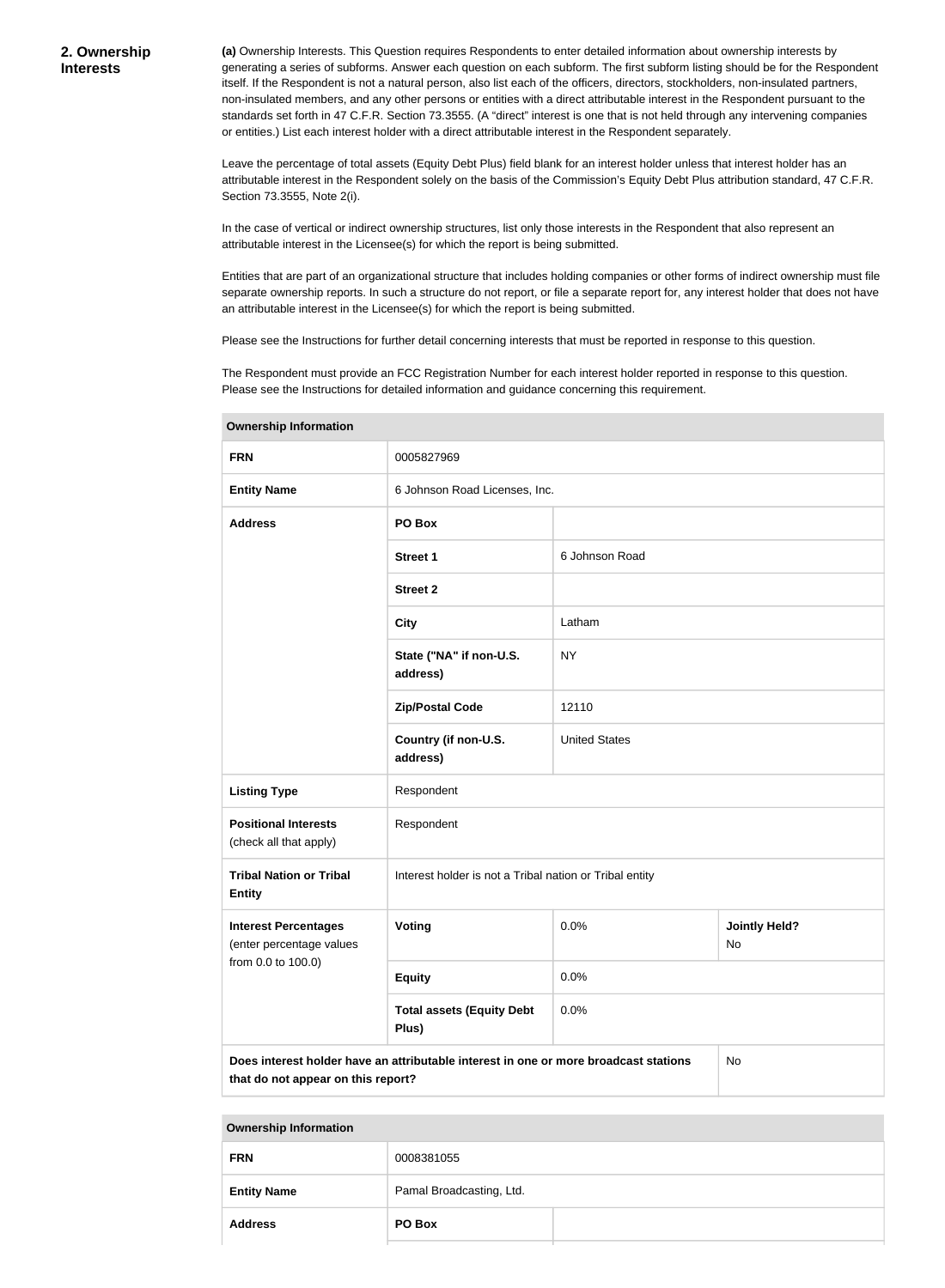## 2. Ownership Interests

**(a)** Ownership Interests. This Question requires Respondents to enter detailed information about ownership interests by generating a series of subforms. Answer each question on each subform. The first subform listing should be for the Respondent itself. If the Respondent is not a natural person, also list each of the officers, directors, stockholders, non-insulated partners, non-insulated members, and any other persons or entities with a direct attributable interest in the Respondent pursuant to the standards set forth in 47 C.F.R. Section 73.3555. (A "direct" interest is one that is not held through any intervening companies or entities.) List each interest holder with a direct attributable interest in the Respondent separately.

Leave the percentage of total assets (Equity Debt Plus) field blank for an interest holder unless that interest holder has an attributable interest in the Respondent solely on the basis of the Commission's Equity Debt Plus attribution standard, 47 C.F.R. Section 73.3555, Note 2(i).

In the case of vertical or indirect ownership structures, list only those interests in the Respondent that also represent an attributable interest in the Licensee(s) for which the report is being submitted.

Entities that are part of an organizational structure that includes holding companies or other forms of indirect ownership must file separate ownership reports. In such a structure do not report, or file a separate report for, any interest holder that does not have an attributable interest in the Licensee(s) for which the report is being submitted.

Please see the Instructions for further detail concerning interests that must be reported in response to this question.

The Respondent must provide an FCC Registration Number for each interest holder reported in response to this question. Please see the Instructions for detailed information and guidance concerning this requirement.

| **Ownership Information** | | | |
|---|---|---|---|
| **FRN** | 0005827969 | | |
| **Entity Name** | 6 Johnson Road Licenses, Inc. | | |
| **Address** | **PO Box** | | |
| | **Street 1** | 6 Johnson Road | |
| | **Street 2** | | |
| | **City** | Latham | |
| | **State ("NA" if non-U.S. address)** | NY | |
| | **Zip/Postal Code** | 12110 | |
| | **Country (if non-U.S. address)** | United States | |
| **Listing Type** | Respondent | | |
| **Positional Interests** (check all that apply) | Respondent | | |
| **Tribal Nation or Tribal Entity** | Interest holder is not a Tribal nation or Tribal entity | | |
| **Interest Percentages** (enter percentage values from 0.0 to 100.0) | **Voting** | 0.0% | **Jointly Held?** No |
| | **Equity** | 0.0% | |
| | **Total assets (Equity Debt Plus)** | 0.0% | |
| **Does interest holder have an attributable interest in one or more broadcast stations that do not appear on this report?** | | | No |

| **Ownership Information** | | |
|---|---|---|
| **FRN** | 0008381055 | |
| **Entity Name** | Pamal Broadcasting, Ltd. | |
| **Address** | **PO Box** | |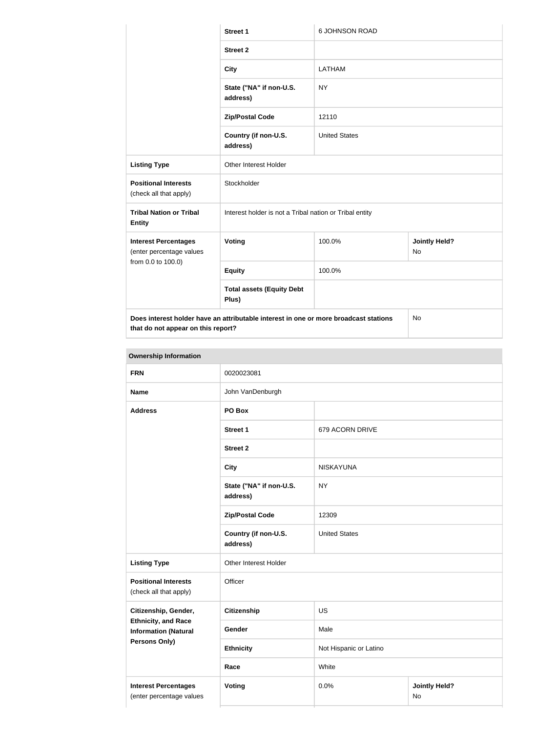| | | | |
|---|---|---|---|
| | **Street 1** | 6 JOHNSON ROAD | |
| | **Street 2** | | |
| | **City** | LATHAM | |
| | **State ("NA" if non-U.S. address)** | NY | |
| | **Zip/Postal Code** | 12110 | |
| | **Country (if non-U.S. address)** | United States | |
| **Listing Type** | Other Interest Holder | | |
| **Positional Interests** (check all that apply) | Stockholder | | |
| **Tribal Nation or Tribal Entity** | Interest holder is not a Tribal nation or Tribal entity | | |
| **Interest Percentages** (enter percentage values from 0.0 to 100.0) | **Voting** | 100.0% | **Jointly Held?** No |
| | **Equity** | 100.0% | |
| | **Total assets (Equity Debt Plus)** | | |
| **Does interest holder have an attributable interest in one or more broadcast stations that do not appear on this report?** | | | No |

| **Ownership Information** | | | |
|---|---|---|---|
| **FRN** | 0020023081 | | |
| **Name** | John VanDenburgh | | |
| **Address** | **PO Box** | | |
| | **Street 1** | 679 ACORN DRIVE | |
| | **Street 2** | | |
| | **City** | NISKAYUNA | |
| | **State ("NA" if non-U.S. address)** | NY | |
| | **Zip/Postal Code** | 12309 | |
| | **Country (if non-U.S. address)** | United States | |
| **Listing Type** | Other Interest Holder | | |
| **Positional Interests** (check all that apply) | Officer | | |
| **Citizenship, Gender, Ethnicity, and Race Information (Natural Persons Only)** | **Citizenship** | US | |
| | **Gender** | Male | |
| | **Ethnicity** | Not Hispanic or Latino | |
| | **Race** | White | |
| **Interest Percentages** (enter percentage values | **Voting** | 0.0% | **Jointly Held?** No |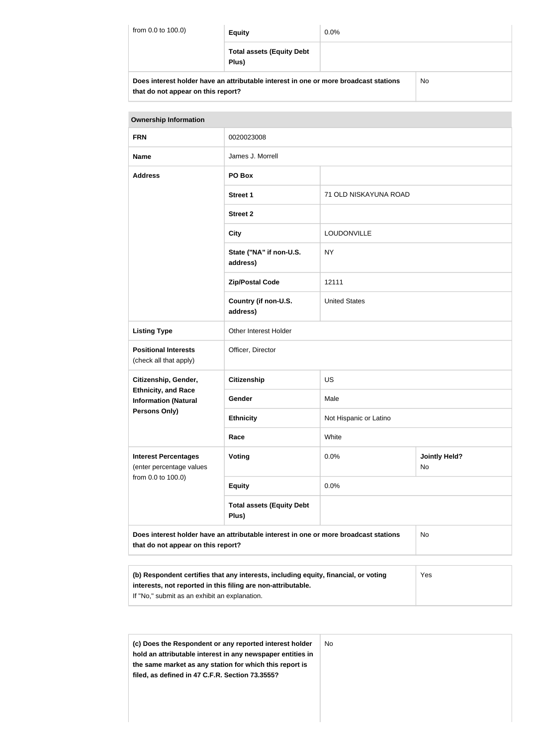| from 0.0 to 100.0) | Equity | 0.0% | |
|---|---|---|---|
| | **Total assets (Equity Debt Plus)** | | |
| **Does interest holder have an attributable interest in one or more broadcast stations that do not appear on this report?** | | | No |

| **Ownership Information** | | | |
|---|---|---|---|
| **FRN** | 0020023008 | | |
| **Name** | James J. Morrell | | |
| **Address** | **PO Box** | | |
| | **Street 1** | 71 OLD NISKAYUNA ROAD | |
| | **Street 2** | | |
| | **City** | LOUDONVILLE | |
| | **State ("NA" if non-U.S. address)** | NY | |
| | **Zip/Postal Code** | 12111 | |
| | **Country (if non-U.S. address)** | United States | |
| **Listing Type** | Other Interest Holder | | |
| **Positional Interests** (check all that apply) | Officer, Director | | |
| **Citizenship, Gender, Ethnicity, and Race Information (Natural Persons Only)** | **Citizenship** | US | |
| | **Gender** | Male | |
| | **Ethnicity** | Not Hispanic or Latino | |
| | **Race** | White | |
| **Interest Percentages** (enter percentage values from 0.0 to 100.0) | **Voting** | 0.0% | **Jointly Held?** No |
| | **Equity** | 0.0% | |
| | **Total assets (Equity Debt Plus)** | | |
| **Does interest holder have an attributable interest in one or more broadcast stations that do not appear on this report?** | | | No |

| **(b) Respondent certifies that any interests, including equity, financial, or voting interests, not reported in this filing are non-attributable.** If "No," submit as an exhibit an explanation. | Yes |
|---|---|

| **(c) Does the Respondent or any reported interest holder hold an attributable interest in any newspaper entities in the same market as any station for which this report is filed, as defined in 47 C.F.R. Section 73.3555?** | No |
|---|---|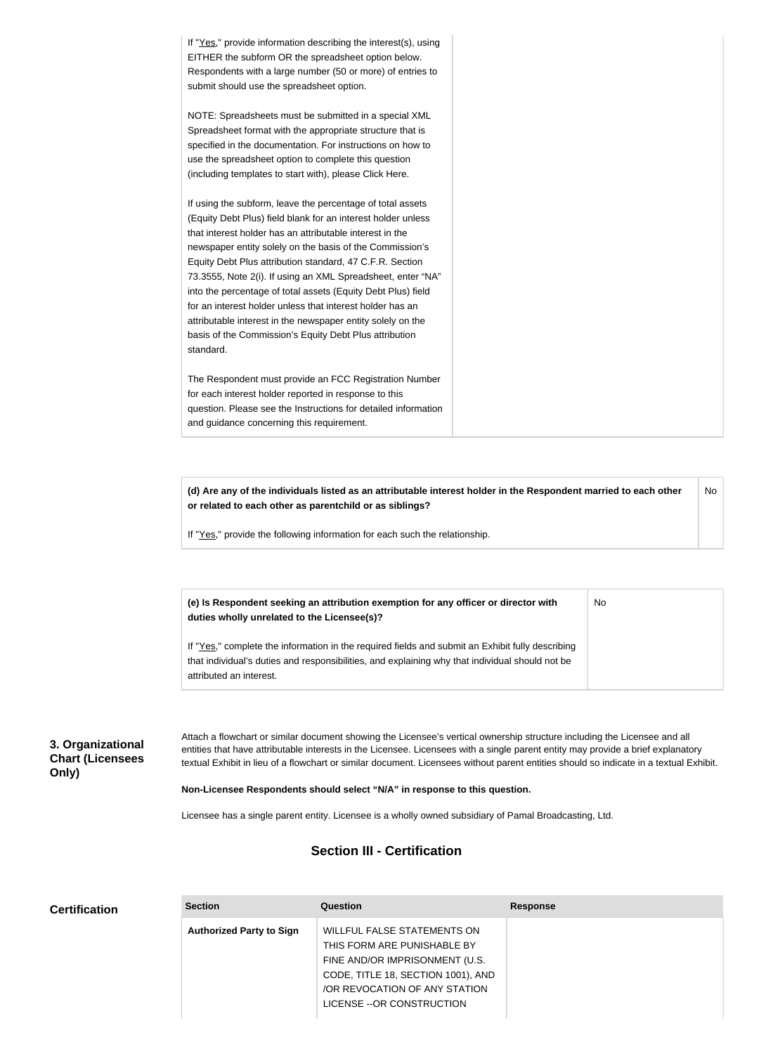| | |
|---|---|
| If "Yes," provide information describing the interest(s), using EITHER the subform OR the spreadsheet option below. Respondents with a large number (50 or more) of entries to submit should use the spreadsheet option.<br><br>NOTE: Spreadsheets must be submitted in a special XML Spreadsheet format with the appropriate structure that is specified in the documentation. For instructions on how to use the spreadsheet option to complete this question (including templates to start with), please Click Here.<br><br>If using the subform, leave the percentage of total assets (Equity Debt Plus) field blank for an interest holder unless that interest holder has an attributable interest in the newspaper entity solely on the basis of the Commission's Equity Debt Plus attribution standard, 47 C.F.R. Section 73.3555, Note 2(i). If using an XML Spreadsheet, enter "NA" into the percentage of total assets (Equity Debt Plus) field for an interest holder unless that interest holder has an attributable interest in the newspaper entity solely on the basis of the Commission's Equity Debt Plus attribution standard.<br><br>The Respondent must provide an FCC Registration Number for each interest holder reported in response to this question. Please see the Instructions for detailed information and guidance concerning this requirement. | |

| | |
|---|---|
| **(d) Are any of the individuals listed as an attributable interest holder in the Respondent married to each other or related to each other as parentchild or as siblings?**<br><br>If "Yes," provide the following information for each such the relationship. | No |

| | |
|---|---|
| **(e) Is Respondent seeking an attribution exemption for any officer or director with duties wholly unrelated to the Licensee(s)?**<br><br>If "Yes," complete the information in the required fields and submit an Exhibit fully describing that individual's duties and responsibilities, and explaining why that individual should not be attributed an interest. | No |

### 3. Organizational Chart (Licensees Only)

Attach a flowchart or similar document showing the Licensee's vertical ownership structure including the Licensee and all entities that have attributable interests in the Licensee. Licensees with a single parent entity may provide a brief explanatory textual Exhibit in lieu of a flowchart or similar document. Licensees without parent entities should so indicate in a textual Exhibit.

**Non-Licensee Respondents should select "N/A" in response to this question.**

Licensee has a single parent entity. Licensee is a wholly owned subsidiary of Pamal Broadcasting, Ltd.

## Section III - Certification

### Certification

| Section | Question | Response |
|---|---|---|
| **Authorized Party to Sign** | WILLFUL FALSE STATEMENTS ON THIS FORM ARE PUNISHABLE BY FINE AND/OR IMPRISONMENT (U.S. CODE, TITLE 18, SECTION 1001), AND /OR REVOCATION OF ANY STATION LICENSE --OR CONSTRUCTION | |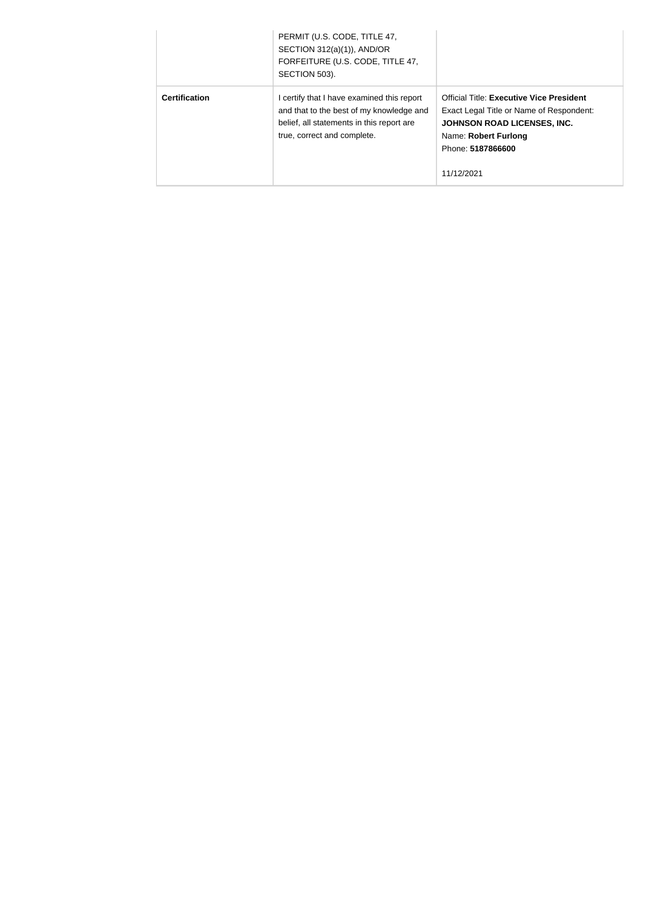| | | |
|---|---|---|
| | PERMIT (U.S. CODE, TITLE 47, SECTION 312(a)(1)), AND/OR FORFEITURE (U.S. CODE, TITLE 47, SECTION 503). | |
| **Certification** | I certify that I have examined this report and that to the best of my knowledge and belief, all statements in this report are true, correct and complete. | Official Title: **Executive Vice President**<br>Exact Legal Title or Name of Respondent: **JOHNSON ROAD LICENSES, INC.**<br>Name: **Robert Furlong**<br>Phone: **5187866600**<br><br>11/12/2021 |